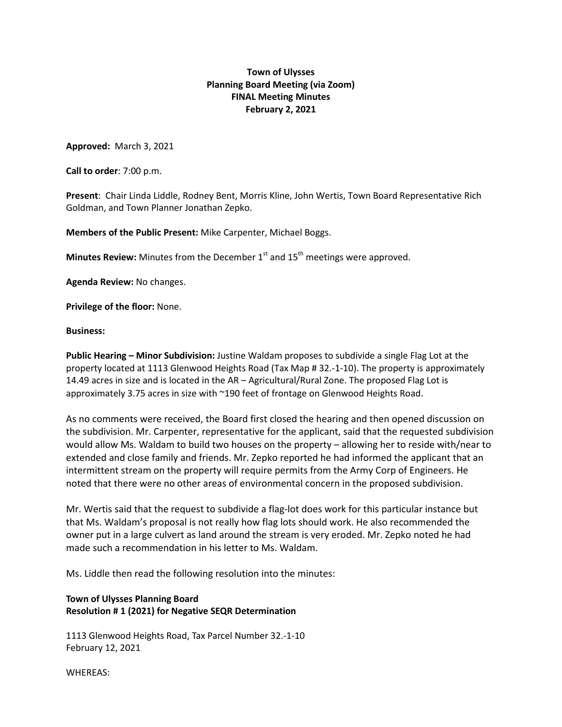**Town of Ulysses**
**Planning Board Meeting (via Zoom)**
**FINAL Meeting Minutes**
**February 2, 2021**

**Approved:** March 3, 2021

**Call to order**: 7:00 p.m.

**Present**: Chair Linda Liddle, Rodney Bent, Morris Kline, John Wertis, Town Board Representative Rich Goldman, and Town Planner Jonathan Zepko.

**Members of the Public Present:** Mike Carpenter, Michael Boggs.

**Minutes Review:** Minutes from the December 1st and 15th meetings were approved.

**Agenda Review:** No changes.

**Privilege of the floor:** None.

**Business:**

**Public Hearing – Minor Subdivision:** Justine Waldam proposes to subdivide a single Flag Lot at the property located at 1113 Glenwood Heights Road (Tax Map # 32.-1-10). The property is approximately 14.49 acres in size and is located in the AR – Agricultural/Rural Zone. The proposed Flag Lot is approximately 3.75 acres in size with ~190 feet of frontage on Glenwood Heights Road.

As no comments were received, the Board first closed the hearing and then opened discussion on the subdivision. Mr. Carpenter, representative for the applicant, said that the requested subdivision would allow Ms. Waldam to build two houses on the property – allowing her to reside with/near to extended and close family and friends. Mr. Zepko reported he had informed the applicant that an intermittent stream on the property will require permits from the Army Corp of Engineers. He noted that there were no other areas of environmental concern in the proposed subdivision.

Mr. Wertis said that the request to subdivide a flag-lot does work for this particular instance but that Ms. Waldam's proposal is not really how flag lots should work. He also recommended the owner put in a large culvert as land around the stream is very eroded. Mr. Zepko noted he had made such a recommendation in his letter to Ms. Waldam.

Ms. Liddle then read the following resolution into the minutes:

**Town of Ulysses Planning Board**
**Resolution # 1 (2021) for Negative SEQR Determination**

1113 Glenwood Heights Road, Tax Parcel Number 32.-1-10
February 12, 2021

WHEREAS: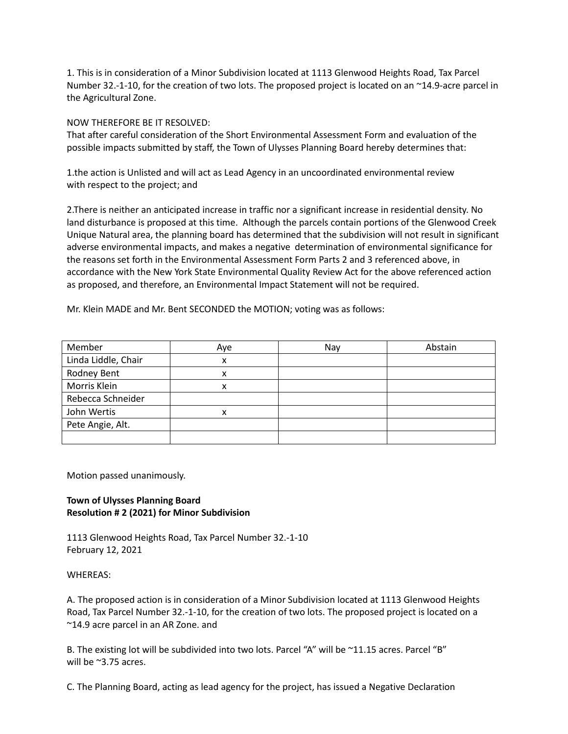1. This is in consideration of a Minor Subdivision located at 1113 Glenwood Heights Road, Tax Parcel Number 32.-1-10, for the creation of two lots. The proposed project is located on an ~14.9-acre parcel in the Agricultural Zone.

NOW THEREFORE BE IT RESOLVED:
That after careful consideration of the Short Environmental Assessment Form and evaluation of the possible impacts submitted by staff, the Town of Ulysses Planning Board hereby determines that:

1.the action is Unlisted and will act as Lead Agency in an uncoordinated environmental review with respect to the project; and

2.There is neither an anticipated increase in traffic nor a significant increase in residential density. No land disturbance is proposed at this time. Although the parcels contain portions of the Glenwood Creek Unique Natural area, the planning board has determined that the subdivision will not result in significant adverse environmental impacts, and makes a negative determination of environmental significance for the reasons set forth in the Environmental Assessment Form Parts 2 and 3 referenced above, in accordance with the New York State Environmental Quality Review Act for the above referenced action as proposed, and therefore, an Environmental Impact Statement will not be required.

Mr. Klein MADE and Mr. Bent SECONDED the MOTION; voting was as follows:

| Member | Aye | Nay | Abstain |
|---|---|---|---|
| Linda Liddle, Chair | x | | |
| Rodney Bent | x | | |
| Morris Klein | x | | |
| Rebecca Schneider | | | |
| John Wertis | x | | |
| Pete Angie, Alt. | | | |
| | | | |

Motion passed unanimously.

**Town of Ulysses Planning Board**
**Resolution # 2 (2021) for Minor Subdivision**

1113 Glenwood Heights Road, Tax Parcel Number 32.-1-10
February 12, 2021

WHEREAS:

A. The proposed action is in consideration of a Minor Subdivision located at 1113 Glenwood Heights Road, Tax Parcel Number 32.-1-10, for the creation of two lots. The proposed project is located on a ~14.9 acre parcel in an AR Zone. and

B. The existing lot will be subdivided into two lots. Parcel "A" will be ~11.15 acres. Parcel "B" will be ~3.75 acres.

C. The Planning Board, acting as lead agency for the project, has issued a Negative Declaration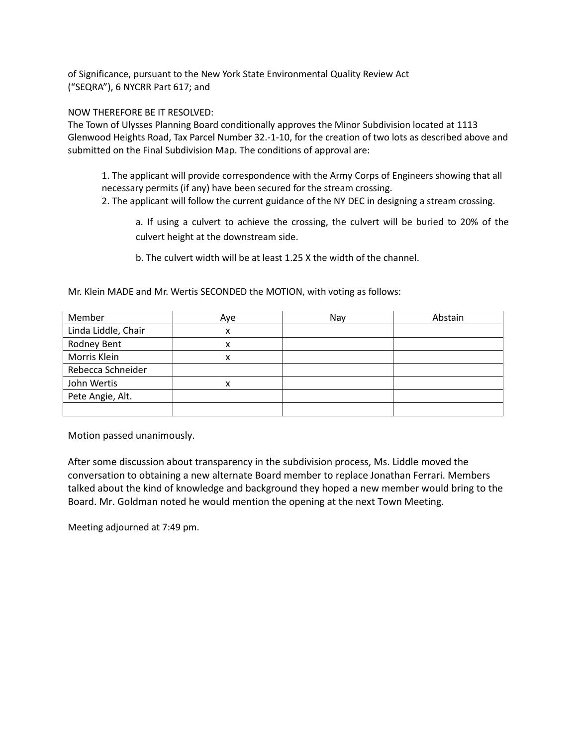of Significance, pursuant to the New York State Environmental Quality Review Act ("SEQRA"), 6 NYCRR Part 617; and

NOW THEREFORE BE IT RESOLVED:
The Town of Ulysses Planning Board conditionally approves the Minor Subdivision located at 1113 Glenwood Heights Road, Tax Parcel Number 32.-1-10, for the creation of two lots as described above and submitted on the Final Subdivision Map. The conditions of approval are:

1. The applicant will provide correspondence with the Army Corps of Engineers showing that all necessary permits (if any) have been secured for the stream crossing.
2. The applicant will follow the current guidance of the NY DEC in designing a stream crossing.

    a. If using a culvert to achieve the crossing, the culvert will be buried to 20% of the culvert height at the downstream side.

    b. The culvert width will be at least 1.25 X the width of the channel.

Mr. Klein MADE and Mr. Wertis SECONDED the MOTION, with voting as follows:

| Member | Aye | Nay | Abstain |
|---|---|---|---|
| Linda Liddle, Chair | x | | |
| Rodney Bent | x | | |
| Morris Klein | x | | |
| Rebecca Schneider | | | |
| John Wertis | x | | |
| Pete Angie, Alt. | | | |
| | | | |

Motion passed unanimously.

After some discussion about transparency in the subdivision process, Ms. Liddle moved the conversation to obtaining a new alternate Board member to replace Jonathan Ferrari. Members talked about the kind of knowledge and background they hoped a new member would bring to the Board. Mr. Goldman noted he would mention the opening at the next Town Meeting.

Meeting adjourned at 7:49 pm.